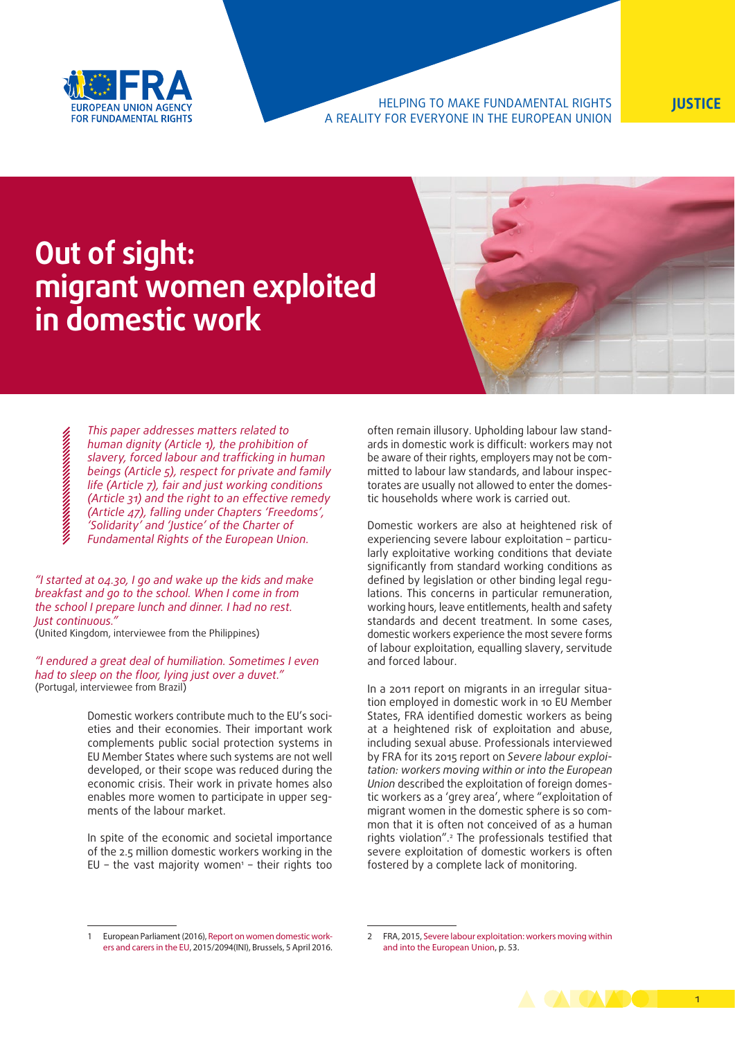EUROPEAN UNION AGENCY FOR FUNDAMENTAL RIGHTS

HELPING TO MAKE FUNDAMENTAL RIGHTS A REALITY FOR EVERYONE IN THE EUROPEAN UNION

**JUSTICE**

# Out of sight: migrant women exploited in domestic work

*This paper addresses matters related to human dignity (Article 1), the prohibition of slavery, forced labour and trafficking in human beings (Article 5), respect for private and family life (Article 7), fair and just working conditions (Article 31) and the right to an effective remedy (Article 47), falling under Chapters 'Freedoms', 'Solidarity' and 'Justice' of the Charter of Fundamental Rights of the European Union.*

*"I started at 04.30, I go and wake up the kids and make breakfast and go to the school. When I come in from the school I prepare lunch and dinner. I had no rest. Just continuous."*
(United Kingdom, interviewee from the Philippines)

*"I endured a great deal of humiliation. Sometimes I even had to sleep on the floor, lying just over a duvet."*
(Portugal, interviewee from Brazil)

Domestic workers contribute much to the EU's societies and their economies. Their important work complements public social protection systems in EU Member States where such systems are not well developed, or their scope was reduced during the economic crisis. Their work in private homes also enables more women to participate in upper segments of the labour market.

In spite of the economic and societal importance of the 2.5 million domestic workers working in the EU – the vast majority women[1] – their rights too often remain illusory. Upholding labour law standards in domestic work is difficult: workers may not be aware of their rights, employers may not be committed to labour law standards, and labour inspectorates are usually not allowed to enter the domestic households where work is carried out.

Domestic workers are also at heightened risk of experiencing severe labour exploitation – particularly exploitative working conditions that deviate significantly from standard working conditions as defined by legislation or other binding legal regulations. This concerns in particular remuneration, working hours, leave entitlements, health and safety standards and decent treatment. In some cases, domestic workers experience the most severe forms of labour exploitation, equalling slavery, servitude and forced labour.

In a 2011 report on migrants in an irregular situation employed in domestic work in 10 EU Member States, FRA identified domestic workers as being at a heightened risk of exploitation and abuse, including sexual abuse. Professionals interviewed by FRA for its 2015 report on *Severe labour exploitation: workers moving within or into the European Union* described the exploitation of foreign domestic workers as a 'grey area', where "exploitation of migrant women in the domestic sphere is so common that it is often not conceived of as a human rights violation".[2] The professionals testified that severe exploitation of domestic workers is often fostered by a complete lack of monitoring.

---

1 European Parliament (2016), Report on women domestic workers and carers in the EU, 2015/2094(INI), Brussels, 5 April 2016.

2 FRA, 2015, Severe labour exploitation: workers moving within and into the European Union, p. 53.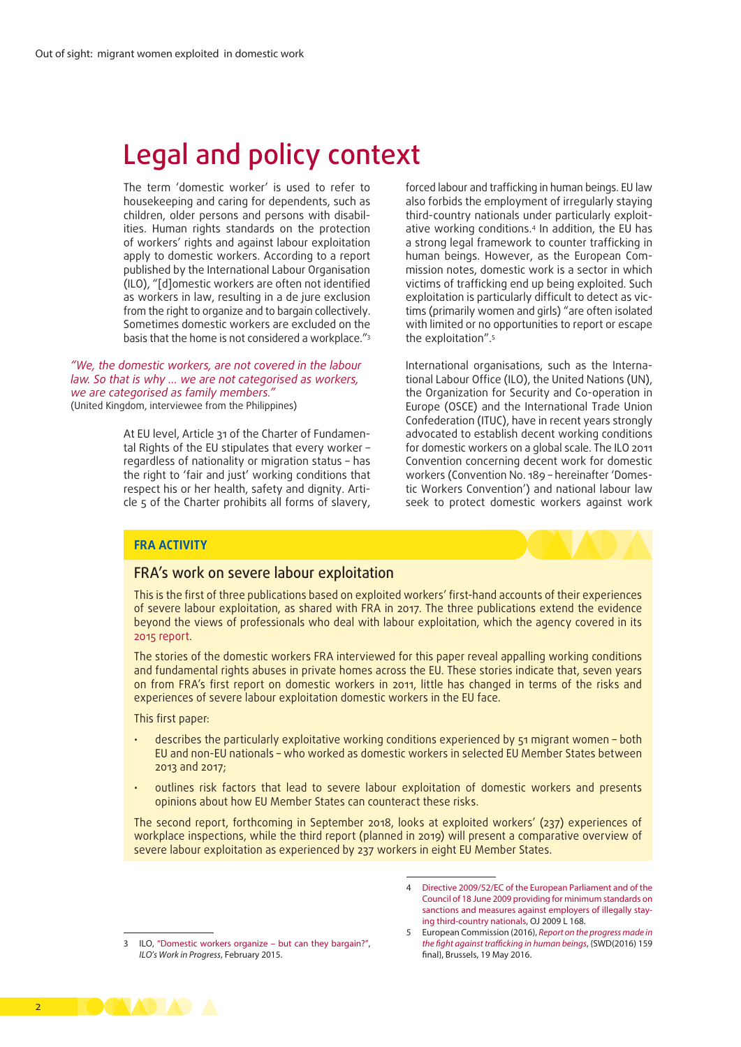# Legal and policy context

The term 'domestic worker' is used to refer to housekeeping and caring for dependents, such as children, older persons and persons with disabilities. Human rights standards on the protection of workers' rights and against labour exploitation apply to domestic workers. According to a report published by the International Labour Organisation (ILO), "[d]omestic workers are often not identified as workers in law, resulting in a de jure exclusion from the right to organize and to bargain collectively. Sometimes domestic workers are excluded on the basis that the home is not considered a workplace."[3]

*"We, the domestic workers, are not covered in the labour law. So that is why … we are not categorised as workers, we are categorised as family members."*
(United Kingdom, interviewee from the Philippines)

At EU level, Article 31 of the Charter of Fundamental Rights of the EU stipulates that every worker – regardless of nationality or migration status – has the right to 'fair and just' working conditions that respect his or her health, safety and dignity. Article 5 of the Charter prohibits all forms of slavery, forced labour and trafficking in human beings. EU law also forbids the employment of irregularly staying third-country nationals under particularly exploitative working conditions.[4] In addition, the EU has a strong legal framework to counter trafficking in human beings. However, as the European Commission notes, domestic work is a sector in which victims of trafficking end up being exploited. Such exploitation is particularly difficult to detect as victims (primarily women and girls) "are often isolated with limited or no opportunities to report or escape the exploitation".[5]

International organisations, such as the International Labour Office (ILO), the United Nations (UN), the Organization for Security and Co-operation in Europe (OSCE) and the International Trade Union Confederation (ITUC), have in recent years strongly advocated to establish decent working conditions for domestic workers on a global scale. The ILO 2011 Convention concerning decent work for domestic workers (Convention No. 189 – hereinafter 'Domestic Workers Convention') and national labour law seek to protect domestic workers against work

**FRA ACTIVITY**

## FRA's work on severe labour exploitation

This is the first of three publications based on exploited workers' first-hand accounts of their experiences of severe labour exploitation, as shared with FRA in 2017. The three publications extend the evidence beyond the views of professionals who deal with labour exploitation, which the agency covered in its 2015 report.

The stories of the domestic workers FRA interviewed for this paper reveal appalling working conditions and fundamental rights abuses in private homes across the EU. These stories indicate that, seven years on from FRA's first report on domestic workers in 2011, little has changed in terms of the risks and experiences of severe labour exploitation domestic workers in the EU face.

This first paper:

- describes the particularly exploitative working conditions experienced by 51 migrant women – both EU and non-EU nationals – who worked as domestic workers in selected EU Member States between 2013 and 2017;
- outlines risk factors that lead to severe labour exploitation of domestic workers and presents opinions about how EU Member States can counteract these risks.

The second report, forthcoming in September 2018, looks at exploited workers' (237) experiences of workplace inspections, while the third report (planned in 2019) will present a comparative overview of severe labour exploitation as experienced by 237 workers in eight EU Member States.

---

3 ILO, "Domestic workers organize – but can they bargain?", *ILO's Work in Progress*, February 2015.

4 Directive 2009/52/EC of the European Parliament and of the Council of 18 June 2009 providing for minimum standards on sanctions and measures against employers of illegally staying third-country nationals, OJ 2009 L 168.

5 European Commission (2016), *Report on the progress made in the fight against trafficking in human beings*, (SWD(2016) 159 final), Brussels, 19 May 2016.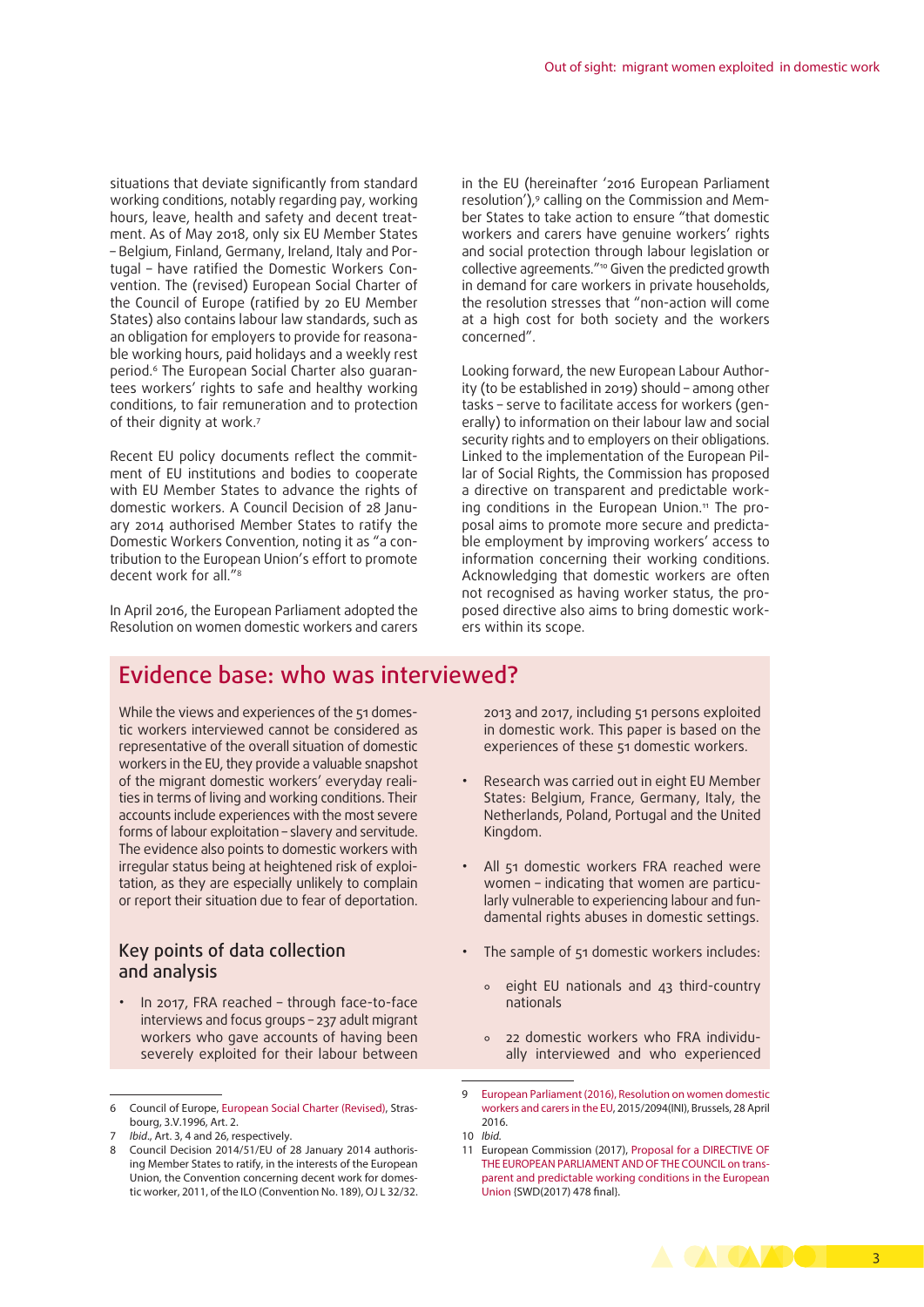situations that deviate significantly from standard working conditions, notably regarding pay, working hours, leave, health and safety and decent treatment. As of May 2018, only six EU Member States – Belgium, Finland, Germany, Ireland, Italy and Portugal – have ratified the Domestic Workers Convention. The (revised) European Social Charter of the Council of Europe (ratified by 20 EU Member States) also contains labour law standards, such as an obligation for employers to provide for reasonable working hours, paid holidays and a weekly rest period.[6] The European Social Charter also guarantees workers' rights to safe and healthy working conditions, to fair remuneration and to protection of their dignity at work.[7]

Recent EU policy documents reflect the commitment of EU institutions and bodies to cooperate with EU Member States to advance the rights of domestic workers. A Council Decision of 28 January 2014 authorised Member States to ratify the Domestic Workers Convention, noting it as "a contribution to the European Union's effort to promote decent work for all."[8]

In April 2016, the European Parliament adopted the Resolution on women domestic workers and carers in the EU (hereinafter '2016 European Parliament resolution'),[9] calling on the Commission and Member States to take action to ensure "that domestic workers and carers have genuine workers' rights and social protection through labour legislation or collective agreements."[10] Given the predicted growth in demand for care workers in private households, the resolution stresses that "non-action will come at a high cost for both society and the workers concerned".

Looking forward, the new European Labour Authority (to be established in 2019) should – among other tasks – serve to facilitate access for workers (generally) to information on their labour law and social security rights and to employers on their obligations. Linked to the implementation of the European Pillar of Social Rights, the Commission has proposed a directive on transparent and predictable working conditions in the European Union.[11] The proposal aims to promote more secure and predictable employment by improving workers' access to information concerning their working conditions. Acknowledging that domestic workers are often not recognised as having worker status, the proposed directive also aims to bring domestic workers within its scope.

## Evidence base: who was interviewed?

While the views and experiences of the 51 domestic workers interviewed cannot be considered as representative of the overall situation of domestic workers in the EU, they provide a valuable snapshot of the migrant domestic workers' everyday realities in terms of living and working conditions. Their accounts include experiences with the most severe forms of labour exploitation – slavery and servitude. The evidence also points to domestic workers with irregular status being at heightened risk of exploitation, as they are especially unlikely to complain or report their situation due to fear of deportation.

### Key points of data collection and analysis

- In 2017, FRA reached – through face-to-face interviews and focus groups – 237 adult migrant workers who gave accounts of having been severely exploited for their labour between 2013 and 2017, including 51 persons exploited in domestic work. This paper is based on the experiences of these 51 domestic workers.
- Research was carried out in eight EU Member States: Belgium, France, Germany, Italy, the Netherlands, Poland, Portugal and the United Kingdom.
- All 51 domestic workers FRA reached were women – indicating that women are particularly vulnerable to experiencing labour and fundamental rights abuses in domestic settings.
- The sample of 51 domestic workers includes:
  - eight EU nationals and 43 third-country nationals
  - 22 domestic workers who FRA individually interviewed and who experienced

---

6 Council of Europe, European Social Charter (Revised), Strasbourg, 3.V.1996, Art. 2.

7 *Ibid.*, Art. 3, 4 and 26, respectively.

8 Council Decision 2014/51/EU of 28 January 2014 authorising Member States to ratify, in the interests of the European Union, the Convention concerning decent work for domestic worker, 2011, of the ILO (Convention No. 189), OJ L 32/32.

9 European Parliament (2016), Resolution on women domestic workers and carers in the EU, 2015/2094(INI), Brussels, 28 April 2016.

10 *Ibid.*

11 European Commission (2017), Proposal for a DIRECTIVE OF THE EUROPEAN PARLIAMENT AND OF THE COUNCIL on transparent and predictable working conditions in the European Union (SWD(2017) 478 final).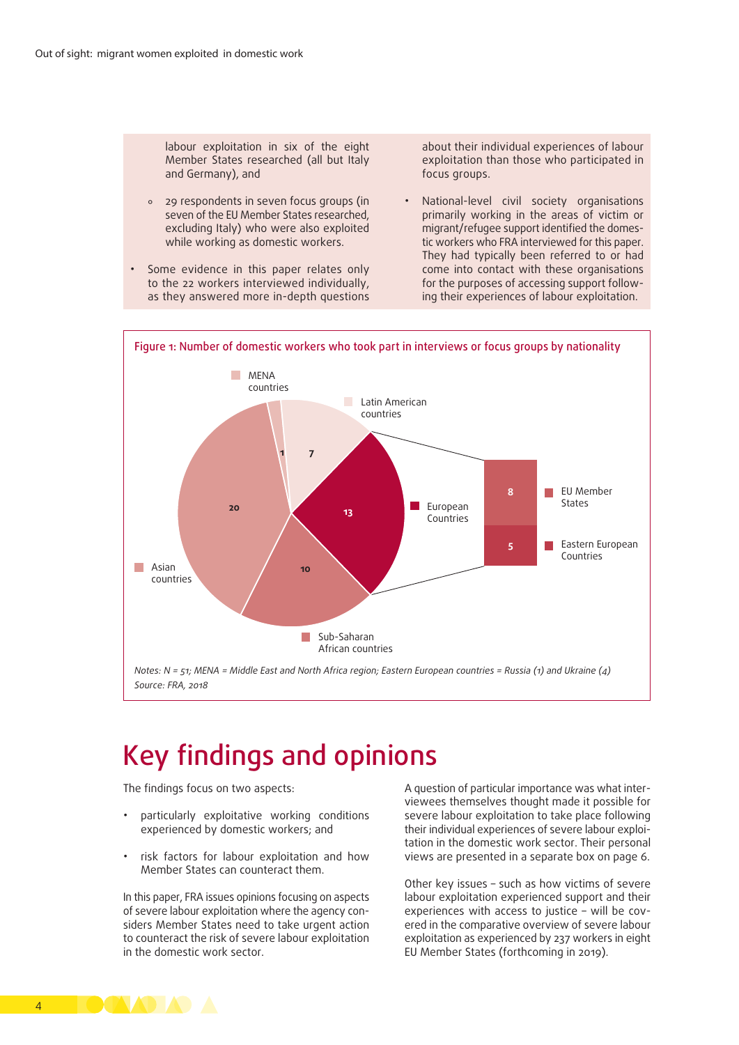- labour exploitation in six of the eight Member States researched (all but Italy and Germany), and
  - 29 respondents in seven focus groups (in seven of the EU Member States researched, excluding Italy) who were also exploited while working as domestic workers.
- Some evidence in this paper relates only to the 22 workers interviewed individually, as they answered more in-depth questions about their individual experiences of labour exploitation than those who participated in focus groups.
- National-level civil society organisations primarily working in the areas of victim or migrant/refugee support identified the domestic workers who FRA interviewed for this paper. They had typically been referred to or had come into contact with these organisations for the purposes of accessing support following their experiences of labour exploitation.

Figure 1: Number of domestic workers who took part in interviews or focus groups by nationality

| Nationality | Number |
|---|---|
| Asian countries | 20 |
| MENA countries | 1 |
| Latin American countries | 7 |
| European Countries | 13 |
| – EU Member States | 8 |
| – Eastern European Countries | 5 |
| Sub-Saharan African countries | 10 |

*Notes: N = 51; MENA = Middle East and North Africa region; Eastern European countries = Russia (1) and Ukraine (4)*
*Source: FRA, 2018*

# Key findings and opinions

The findings focus on two aspects:

- particularly exploitative working conditions experienced by domestic workers; and
- risk factors for labour exploitation and how Member States can counteract them.

In this paper, FRA issues opinions focusing on aspects of severe labour exploitation where the agency considers Member States need to take urgent action to counteract the risk of severe labour exploitation in the domestic work sector.

A question of particular importance was what interviewees themselves thought made it possible for severe labour exploitation to take place following their individual experiences of severe labour exploitation in the domestic work sector. Their personal views are presented in a separate box on page 6.

Other key issues – such as how victims of severe labour exploitation experienced support and their experiences with access to justice – will be covered in the comparative overview of severe labour exploitation as experienced by 237 workers in eight EU Member States (forthcoming in 2019).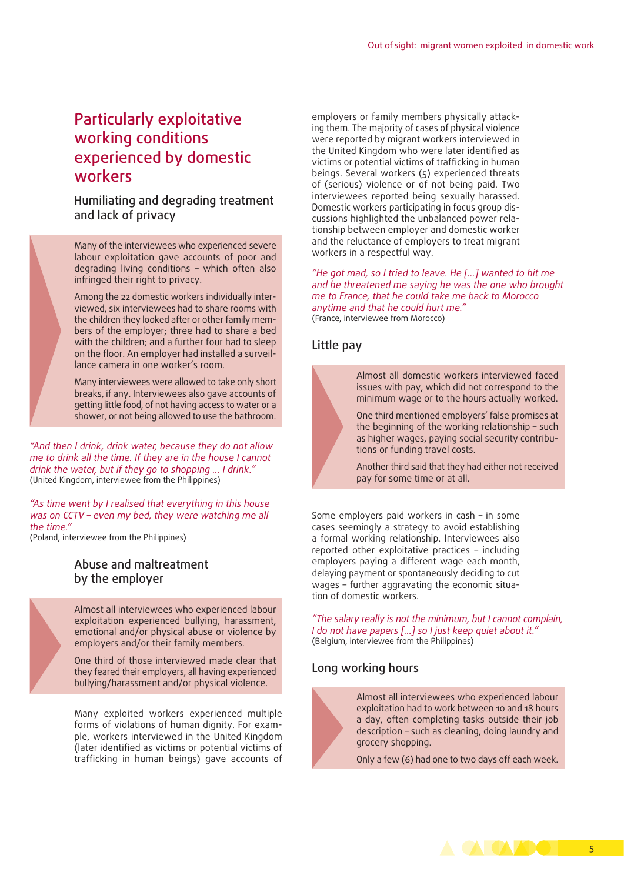## Particularly exploitative working conditions experienced by domestic workers

### Humiliating and degrading treatment and lack of privacy

Many of the interviewees who experienced severe labour exploitation gave accounts of poor and degrading living conditions – which often also infringed their right to privacy.

Among the 22 domestic workers individually interviewed, six interviewees had to share rooms with the children they looked after or other family members of the employer; three had to share a bed with the children; and a further four had to sleep on the floor. An employer had installed a surveillance camera in one worker's room.

Many interviewees were allowed to take only short breaks, if any. Interviewees also gave accounts of getting little food, of not having access to water or a shower, or not being allowed to use the bathroom.

*"And then I drink, drink water, because they do not allow me to drink all the time. If they are in the house I cannot drink the water, but if they go to shopping … I drink."*
(United Kingdom, interviewee from the Philippines)

*"As time went by I realised that everything in this house was on CCTV – even my bed, they were watching me all the time."*
(Poland, interviewee from the Philippines)

### Abuse and maltreatment by the employer

Almost all interviewees who experienced labour exploitation experienced bullying, harassment, emotional and/or physical abuse or violence by employers and/or their family members.

One third of those interviewed made clear that they feared their employers, all having experienced bullying/harassment and/or physical violence.

Many exploited workers experienced multiple forms of violations of human dignity. For example, workers interviewed in the United Kingdom (later identified as victims or potential victims of trafficking in human beings) gave accounts of employers or family members physically attacking them. The majority of cases of physical violence were reported by migrant workers interviewed in the United Kingdom who were later identified as victims or potential victims of trafficking in human beings. Several workers (5) experienced threats of (serious) violence or of not being paid. Two interviewees reported being sexually harassed. Domestic workers participating in focus group discussions highlighted the unbalanced power relationship between employer and domestic worker and the reluctance of employers to treat migrant workers in a respectful way.

*"He got mad, so I tried to leave. He […] wanted to hit me and he threatened me saying he was the one who brought me to France, that he could take me back to Morocco anytime and that he could hurt me."*
(France, interviewee from Morocco)

### Little pay

Almost all domestic workers interviewed faced issues with pay, which did not correspond to the minimum wage or to the hours actually worked.

One third mentioned employers' false promises at the beginning of the working relationship – such as higher wages, paying social security contributions or funding travel costs.

Another third said that they had either not received pay for some time or at all.

Some employers paid workers in cash – in some cases seemingly a strategy to avoid establishing a formal working relationship. Interviewees also reported other exploitative practices – including employers paying a different wage each month, delaying payment or spontaneously deciding to cut wages – further aggravating the economic situation of domestic workers.

*"The salary really is not the minimum, but I cannot complain, I do not have papers […] so I just keep quiet about it."*
(Belgium, interviewee from the Philippines)

### Long working hours

Almost all interviewees who experienced labour exploitation had to work between 10 and 18 hours a day, often completing tasks outside their job description – such as cleaning, doing laundry and grocery shopping.

Only a few (6) had one to two days off each week.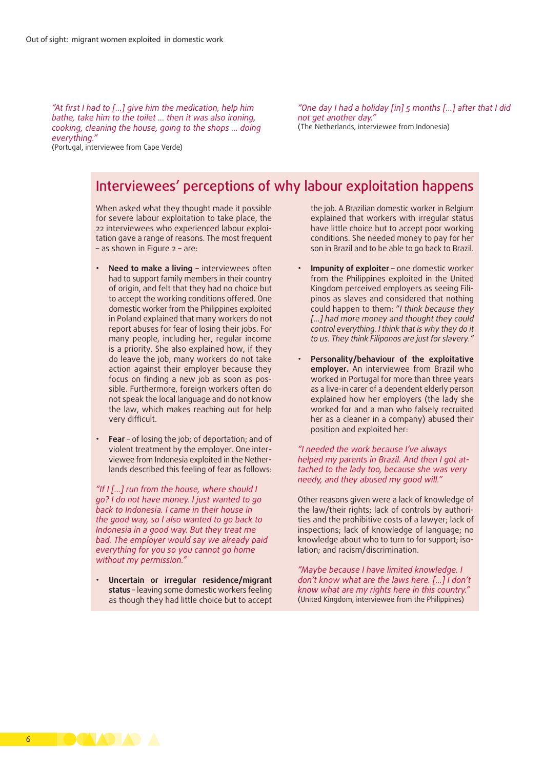*"At first I had to […] give him the medication, help him bathe, take him to the toilet … then it was also ironing, cooking, cleaning the house, going to the shops … doing everything."*
(Portugal, interviewee from Cape Verde)

*"One day I had a holiday [in] 5 months […] after that I did not get another day."*
(The Netherlands, interviewee from Indonesia)

## Interviewees' perceptions of why labour exploitation happens

When asked what they thought made it possible for severe labour exploitation to take place, the 22 interviewees who experienced labour exploitation gave a range of reasons. The most frequent – as shown in Figure 2 – are:

- **Need to make a living** – interviewees often had to support family members in their country of origin, and felt that they had no choice but to accept the working conditions offered. One domestic worker from the Philippines exploited in Poland explained that many workers do not report abuses for fear of losing their jobs. For many people, including her, regular income is a priority. She also explained how, if they do leave the job, many workers do not take action against their employer because they focus on finding a new job as soon as possible. Furthermore, foreign workers often do not speak the local language and do not know the law, which makes reaching out for help very difficult.

- **Fear** – of losing the job; of deportation; and of violent treatment by the employer. One interviewee from Indonesia exploited in the Netherlands described this feeling of fear as follows:

*"If I […] run from the house, where should I go? I do not have money. I just wanted to go back to Indonesia. I came in their house in the good way, so I also wanted to go back to Indonesia in a good way. But they treat me bad. The employer would say we already paid everything for you so you cannot go home without my permission."*

- **Uncertain or irregular residence/migrant status** – leaving some domestic workers feeling as though they had little choice but to accept the job. A Brazilian domestic worker in Belgium explained that workers with irregular status have little choice but to accept poor working conditions. She needed money to pay for her son in Brazil and to be able to go back to Brazil.

- **Impunity of exploiter** – one domestic worker from the Philippines exploited in the United Kingdom perceived employers as seeing Filipinos as slaves and considered that nothing could happen to them: "*I think because they […] had more money and thought they could control everything. I think that is why they do it to us. They think Filiponos are just for slavery.*"

- **Personality/behaviour of the exploitative employer.** An interviewee from Brazil who worked in Portugal for more than three years as a live-in carer of a dependent elderly person explained how her employers (the lady she worked for and a man who falsely recruited her as a cleaner in a company) abused their position and exploited her:

*"I needed the work because I've always helped my parents in Brazil. And then I got attached to the lady too, because she was very needy, and they abused my good will."*

Other reasons given were a lack of knowledge of the law/their rights; lack of controls by authorities and the prohibitive costs of a lawyer; lack of inspections; lack of knowledge of language; no knowledge about who to turn to for support; isolation; and racism/discrimination.

*"Maybe because I have limited knowledge. I don't know what are the laws here. […] I don't know what are my rights here in this country."*
(United Kingdom, interviewee from the Philippines)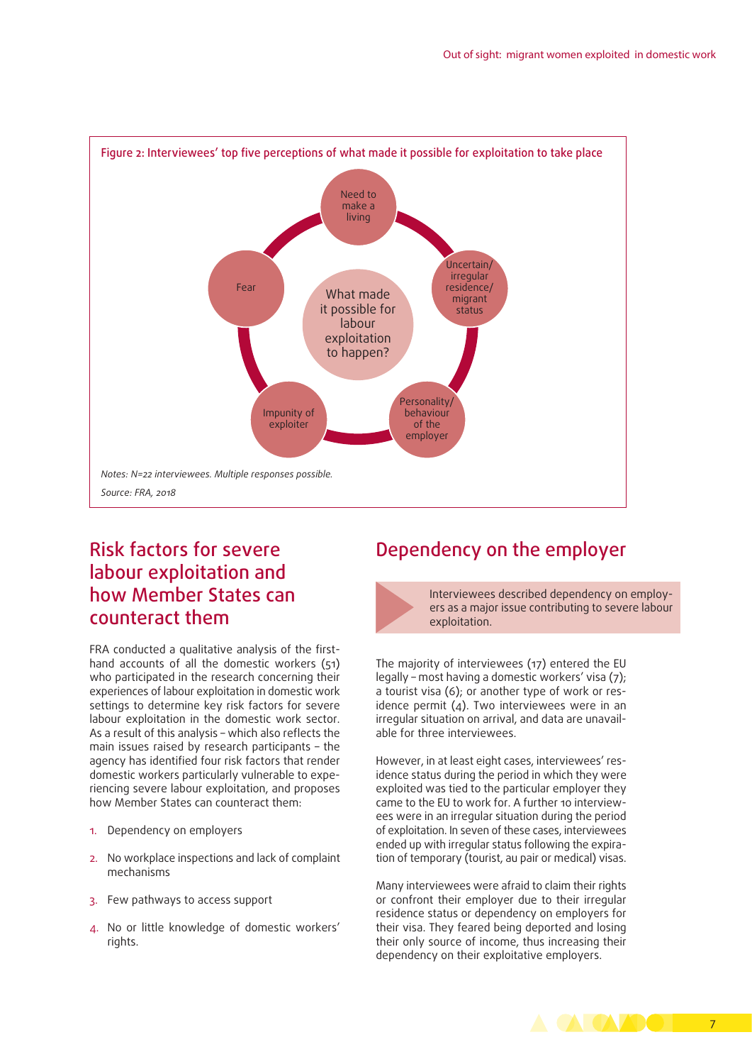**Figure 2: Interviewees' top five perceptions of what made it possible for exploitation to take place**

What made it possible for labour exploitation to happen?

- Need to make a living
- Uncertain/irregular residence/migrant status
- Personality/behaviour of the employer
- Impunity of exploiter
- Fear

*Notes: N=22 interviewees. Multiple responses possible.*

*Source: FRA, 2018*

## Risk factors for severe labour exploitation and how Member States can counteract them

FRA conducted a qualitative analysis of the first-hand accounts of all the domestic workers (51) who participated in the research concerning their experiences of labour exploitation in domestic work settings to determine key risk factors for severe labour exploitation in the domestic work sector. As a result of this analysis – which also reflects the main issues raised by research participants – the agency has identified four risk factors that render domestic workers particularly vulnerable to experiencing severe labour exploitation, and proposes how Member States can counteract them:

1. Dependency on employers
2. No workplace inspections and lack of complaint mechanisms
3. Few pathways to access support
4. No or little knowledge of domestic workers' rights.

## Dependency on the employer

> Interviewees described dependency on employers as a major issue contributing to severe labour exploitation.

The majority of interviewees (17) entered the EU legally – most having a domestic workers' visa (7); a tourist visa (6); or another type of work or residence permit (4). Two interviewees were in an irregular situation on arrival, and data are unavailable for three interviewees.

However, in at least eight cases, interviewees' residence status during the period in which they were exploited was tied to the particular employer they came to the EU to work for. A further 10 interviewees were in an irregular situation during the period of exploitation. In seven of these cases, interviewees ended up with irregular status following the expiration of temporary (tourist, au pair or medical) visas.

Many interviewees were afraid to claim their rights or confront their employer due to their irregular residence status or dependency on employers for their visa. They feared being deported and losing their only source of income, thus increasing their dependency on their exploitative employers.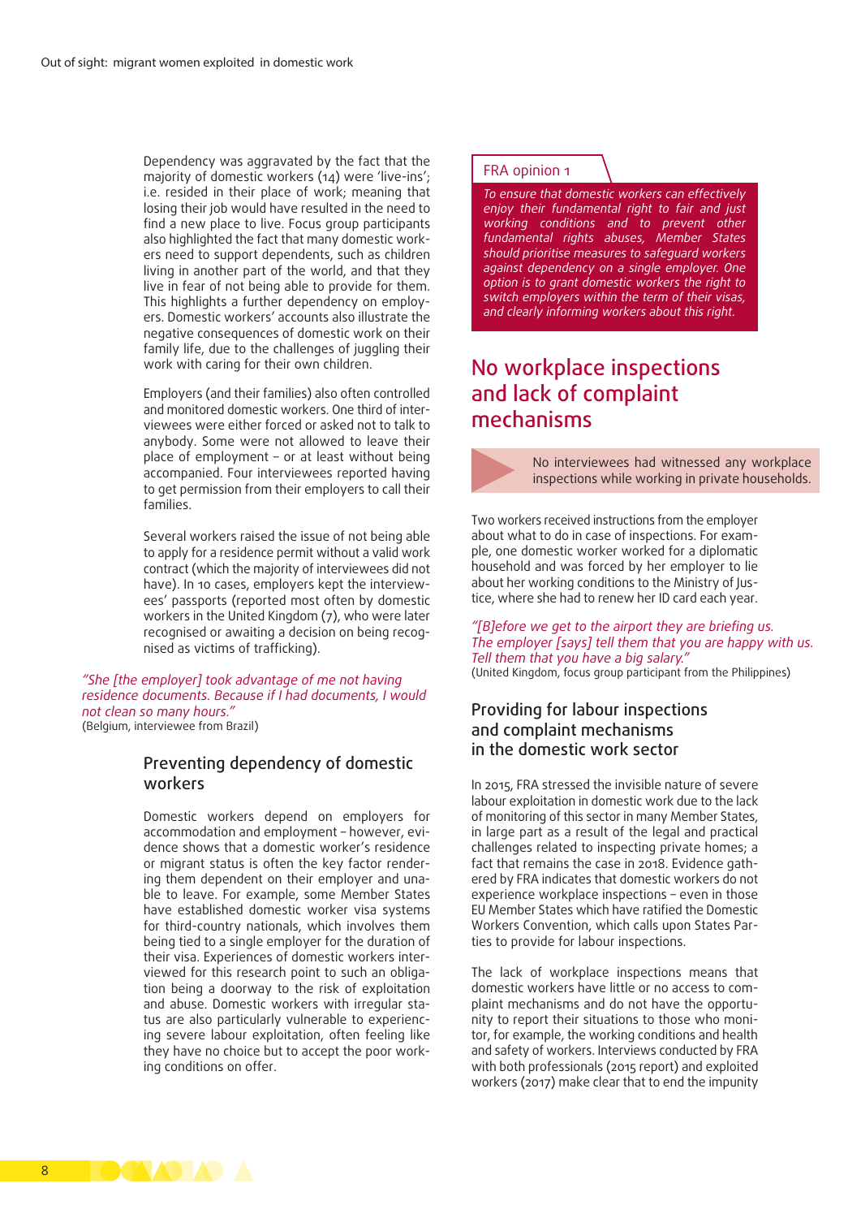Dependency was aggravated by the fact that the majority of domestic workers (14) were 'live-ins'; i.e. resided in their place of work; meaning that losing their job would have resulted in the need to find a new place to live. Focus group participants also highlighted the fact that many domestic workers need to support dependents, such as children living in another part of the world, and that they live in fear of not being able to provide for them. This highlights a further dependency on employers. Domestic workers' accounts also illustrate the negative consequences of domestic work on their family life, due to the challenges of juggling their work with caring for their own children.

Employers (and their families) also often controlled and monitored domestic workers. One third of interviewees were either forced or asked not to talk to anybody. Some were not allowed to leave their place of employment – or at least without being accompanied. Four interviewees reported having to get permission from their employers to call their families.

Several workers raised the issue of not being able to apply for a residence permit without a valid work contract (which the majority of interviewees did not have). In 10 cases, employers kept the interviewees' passports (reported most often by domestic workers in the United Kingdom (7), who were later recognised or awaiting a decision on being recognised as victims of trafficking).

*"She [the employer] took advantage of me not having residence documents. Because if I had documents, I would not clean so many hours."*
(Belgium, interviewee from Brazil)

### Preventing dependency of domestic workers

Domestic workers depend on employers for accommodation and employment – however, evidence shows that a domestic worker's residence or migrant status is often the key factor rendering them dependent on their employer and unable to leave. For example, some Member States have established domestic worker visa systems for third-country nationals, which involves them being tied to a single employer for the duration of their visa. Experiences of domestic workers interviewed for this research point to such an obligation being a doorway to the risk of exploitation and abuse. Domestic workers with irregular status are also particularly vulnerable to experiencing severe labour exploitation, often feeling like they have no choice but to accept the poor working conditions on offer.

**FRA opinion 1**

*To ensure that domestic workers can effectively enjoy their fundamental right to fair and just working conditions and to prevent other fundamental rights abuses, Member States should prioritise measures to safeguard workers against dependency on a single employer. One option is to grant domestic workers the right to switch employers within the term of their visas, and clearly informing workers about this right.*

## No workplace inspections and lack of complaint mechanisms

No interviewees had witnessed any workplace inspections while working in private households.

Two workers received instructions from the employer about what to do in case of inspections. For example, one domestic worker worked for a diplomatic household and was forced by her employer to lie about her working conditions to the Ministry of Justice, where she had to renew her ID card each year.

*"[B]efore we get to the airport they are briefing us. The employer [says] tell them that you are happy with us. Tell them that you have a big salary."*
(United Kingdom, focus group participant from the Philippines)

### Providing for labour inspections and complaint mechanisms in the domestic work sector

In 2015, FRA stressed the invisible nature of severe labour exploitation in domestic work due to the lack of monitoring of this sector in many Member States, in large part as a result of the legal and practical challenges related to inspecting private homes; a fact that remains the case in 2018. Evidence gathered by FRA indicates that domestic workers do not experience workplace inspections – even in those EU Member States which have ratified the Domestic Workers Convention, which calls upon States Parties to provide for labour inspections.

The lack of workplace inspections means that domestic workers have little or no access to complaint mechanisms and do not have the opportunity to report their situations to those who monitor, for example, the working conditions and health and safety of workers. Interviews conducted by FRA with both professionals (2015 report) and exploited workers (2017) make clear that to end the impunity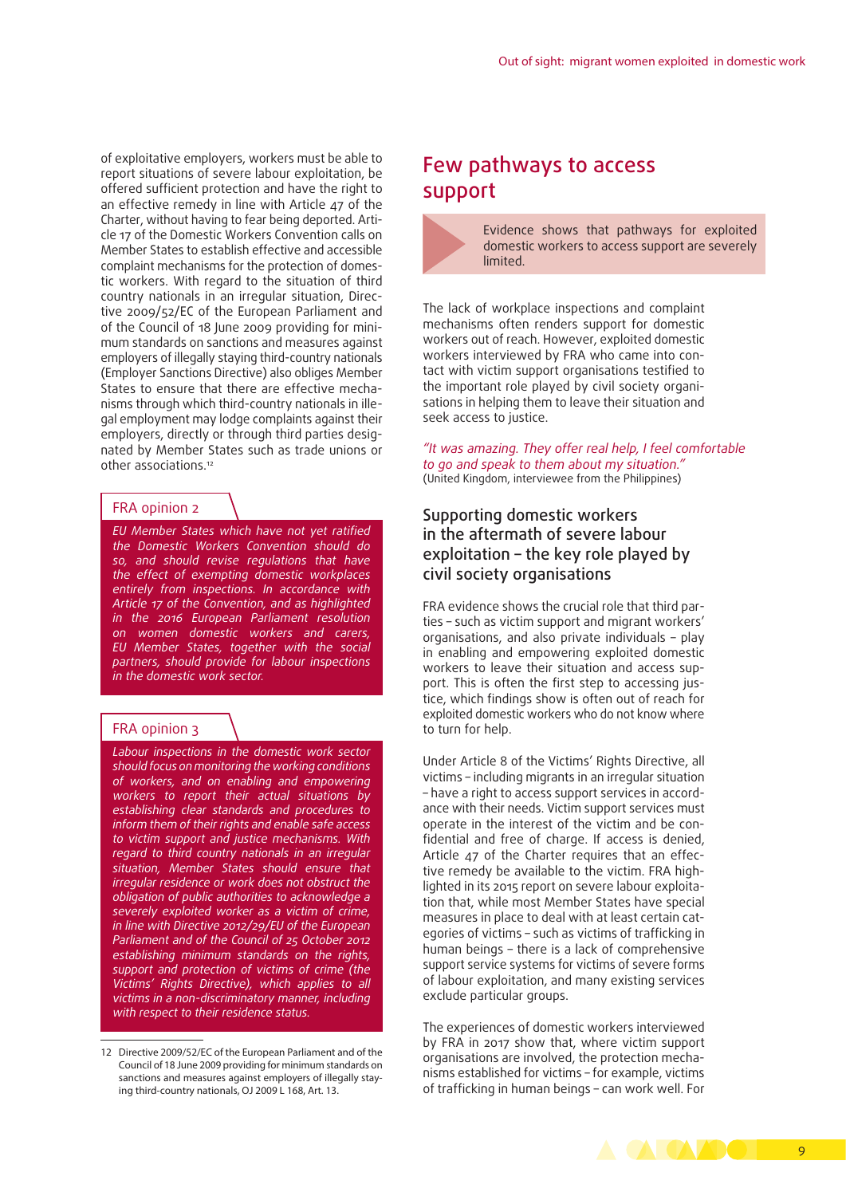of exploitative employers, workers must be able to report situations of severe labour exploitation, be offered sufficient protection and have the right to an effective remedy in line with Article 47 of the Charter, without having to fear being deported. Article 17 of the Domestic Workers Convention calls on Member States to establish effective and accessible complaint mechanisms for the protection of domestic workers. With regard to the situation of third country nationals in an irregular situation, Directive 2009/52/EC of the European Parliament and of the Council of 18 June 2009 providing for minimum standards on sanctions and measures against employers of illegally staying third-country nationals (Employer Sanctions Directive) also obliges Member States to ensure that there are effective mechanisms through which third-country nationals in illegal employment may lodge complaints against their employers, directly or through third parties designated by Member States such as trade unions or other associations.[12]

**FRA opinion 2**

*EU Member States which have not yet ratified the Domestic Workers Convention should do so, and should revise regulations that have the effect of exempting domestic workplaces entirely from inspections. In accordance with Article 17 of the Convention, and as highlighted in the 2016 European Parliament resolution on women domestic workers and carers, EU Member States, together with the social partners, should provide for labour inspections in the domestic work sector.*

**FRA opinion 3**

*Labour inspections in the domestic work sector should focus on monitoring the working conditions of workers, and on enabling and empowering workers to report their actual situations by establishing clear standards and procedures to inform them of their rights and enable safe access to victim support and justice mechanisms. With regard to third country nationals in an irregular situation, Member States should ensure that irregular residence or work does not obstruct the obligation of public authorities to acknowledge a severely exploited worker as a victim of crime, in line with Directive 2012/29/EU of the European Parliament and of the Council of 25 October 2012 establishing minimum standards on the rights, support and protection of victims of crime (the Victims' Rights Directive), which applies to all victims in a non-discriminatory manner, including with respect to their residence status.*

## Few pathways to access support

> Evidence shows that pathways for exploited domestic workers to access support are severely limited.

The lack of workplace inspections and complaint mechanisms often renders support for domestic workers out of reach. However, exploited domestic workers interviewed by FRA who came into contact with victim support organisations testified to the important role played by civil society organisations in helping them to leave their situation and seek access to justice.

*"It was amazing. They offer real help, I feel comfortable to go and speak to them about my situation."*
(United Kingdom, interviewee from the Philippines)

### Supporting domestic workers in the aftermath of severe labour exploitation – the key role played by civil society organisations

FRA evidence shows the crucial role that third parties – such as victim support and migrant workers' organisations, and also private individuals – play in enabling and empowering exploited domestic workers to leave their situation and access support. This is often the first step to accessing justice, which findings show is often out of reach for exploited domestic workers who do not know where to turn for help.

Under Article 8 of the Victims' Rights Directive, all victims – including migrants in an irregular situation – have a right to access support services in accordance with their needs. Victim support services must operate in the interest of the victim and be confidential and free of charge. If access is denied, Article 47 of the Charter requires that an effective remedy be available to the victim. FRA highlighted in its 2015 report on severe labour exploitation that, while most Member States have special measures in place to deal with at least certain categories of victims – such as victims of trafficking in human beings – there is a lack of comprehensive support service systems for victims of severe forms of labour exploitation, and many existing services exclude particular groups.

The experiences of domestic workers interviewed by FRA in 2017 show that, where victim support organisations are involved, the protection mechanisms established for victims – for example, victims of trafficking in human beings – can work well. For

---

12 Directive 2009/52/EC of the European Parliament and of the Council of 18 June 2009 providing for minimum standards on sanctions and measures against employers of illegally staying third-country nationals, OJ 2009 L 168, Art. 13.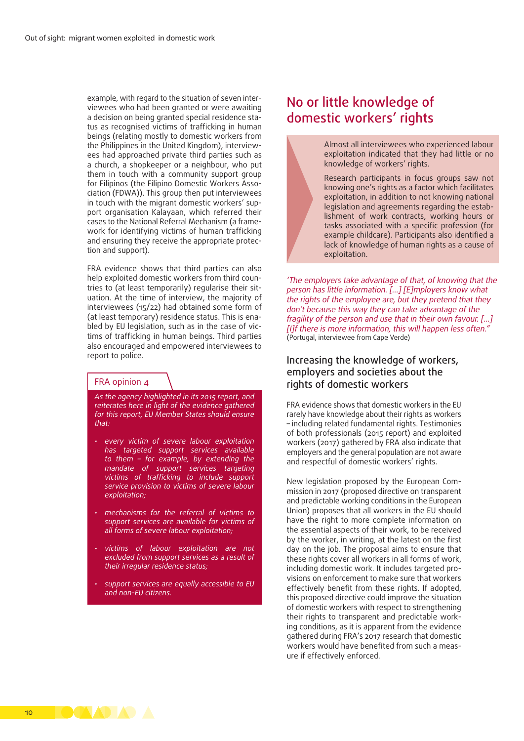example, with regard to the situation of seven interviewees who had been granted or were awaiting a decision on being granted special residence status as recognised victims of trafficking in human beings (relating mostly to domestic workers from the Philippines in the United Kingdom), interviewees had approached private third parties such as a church, a shopkeeper or a neighbour, who put them in touch with a community support group for Filipinos (the Filipino Domestic Workers Association (FDWA)). This group then put interviewees in touch with the migrant domestic workers' support organisation Kalayaan, which referred their cases to the National Referral Mechanism (a framework for identifying victims of human trafficking and ensuring they receive the appropriate protection and support).

FRA evidence shows that third parties can also help exploited domestic workers from third countries to (at least temporarily) regularise their situation. At the time of interview, the majority of interviewees (15/22) had obtained some form of (at least temporary) residence status. This is enabled by EU legislation, such as in the case of victims of trafficking in human beings. Third parties also encouraged and empowered interviewees to report to police.

### FRA opinion 4

*As the agency highlighted in its 2015 report, and reiterates here in light of the evidence gathered for this report, EU Member States should ensure that:*

- *every victim of severe labour exploitation has targeted support services available to them – for example, by extending the mandate of support services targeting victims of trafficking to include support service provision to victims of severe labour exploitation;*
- *mechanisms for the referral of victims to support services are available for victims of all forms of severe labour exploitation;*
- *victims of labour exploitation are not excluded from support services as a result of their irregular residence status;*
- *support services are equally accessible to EU and non-EU citizens.*

## No or little knowledge of domestic workers' rights

Almost all interviewees who experienced labour exploitation indicated that they had little or no knowledge of workers' rights.

Research participants in focus groups saw not knowing one's rights as a factor which facilitates exploitation, in addition to not knowing national legislation and agreements regarding the establishment of work contracts, working hours or tasks associated with a specific profession (for example childcare). Participants also identified a lack of knowledge of human rights as a cause of exploitation.

*'The employers take advantage of that, of knowing that the person has little information. […] [E]mployers know what the rights of the employee are, but they pretend that they don't because this way they can take advantage of the fragility of the person and use that in their own favour. […] [I]f there is more information, this will happen less often."*
(Portugal, interviewee from Cape Verde)

### Increasing the knowledge of workers, employers and societies about the rights of domestic workers

FRA evidence shows that domestic workers in the EU rarely have knowledge about their rights as workers – including related fundamental rights. Testimonies of both professionals (2015 report) and exploited workers (2017) gathered by FRA also indicate that employers and the general population are not aware and respectful of domestic workers' rights.

New legislation proposed by the European Commission in 2017 (proposed directive on transparent and predictable working conditions in the European Union) proposes that all workers in the EU should have the right to more complete information on the essential aspects of their work, to be received by the worker, in writing, at the latest on the first day on the job. The proposal aims to ensure that these rights cover all workers in all forms of work, including domestic work. It includes targeted provisions on enforcement to make sure that workers effectively benefit from these rights. If adopted, this proposed directive could improve the situation of domestic workers with respect to strengthening their rights to transparent and predictable working conditions, as it is apparent from the evidence gathered during FRA's 2017 research that domestic workers would have benefited from such a measure if effectively enforced.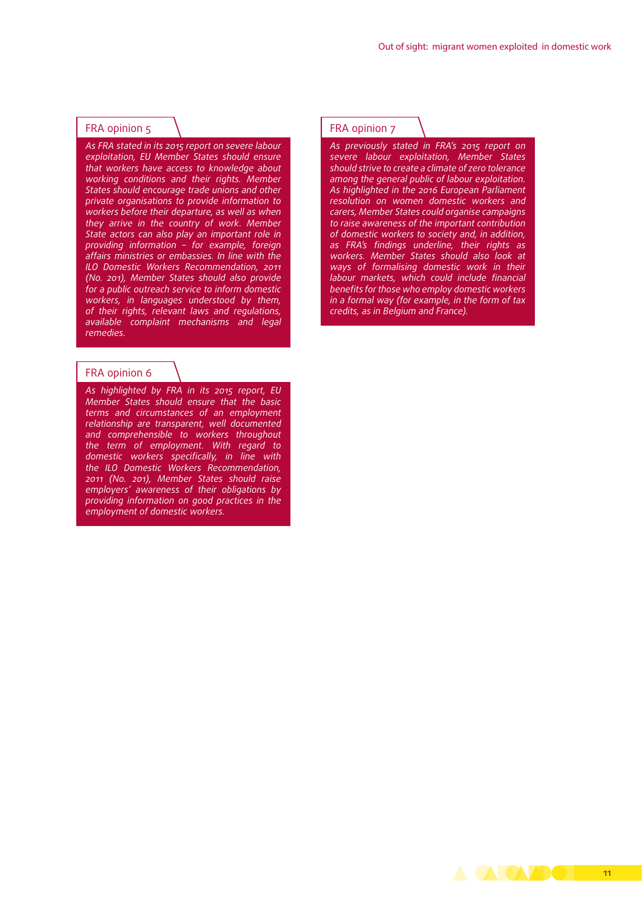## FRA opinion 5

*As FRA stated in its 2015 report on severe labour exploitation, EU Member States should ensure that workers have access to knowledge about working conditions and their rights. Member States should encourage trade unions and other private organisations to provide information to workers before their departure, as well as when they arrive in the country of work. Member State actors can also play an important role in providing information – for example, foreign affairs ministries or embassies. In line with the ILO Domestic Workers Recommendation, 2011 (No. 201), Member States should also provide for a public outreach service to inform domestic workers, in languages understood by them, of their rights, relevant laws and regulations, available complaint mechanisms and legal remedies.*

## FRA opinion 6

*As highlighted by FRA in its 2015 report, EU Member States should ensure that the basic terms and circumstances of an employment relationship are transparent, well documented and comprehensible to workers throughout the term of employment. With regard to domestic workers specifically, in line with the ILO Domestic Workers Recommendation, 2011 (No. 201), Member States should raise employers' awareness of their obligations by providing information on good practices in the employment of domestic workers.*

## FRA opinion 7

*As previously stated in FRA's 2015 report on severe labour exploitation, Member States should strive to create a climate of zero tolerance among the general public of labour exploitation. As highlighted in the 2016 European Parliament resolution on women domestic workers and carers, Member States could organise campaigns to raise awareness of the important contribution of domestic workers to society and, in addition, as FRA's findings underline, their rights as workers. Member States should also look at ways of formalising domestic work in their labour markets, which could include financial benefits for those who employ domestic workers in a formal way (for example, in the form of tax credits, as in Belgium and France).*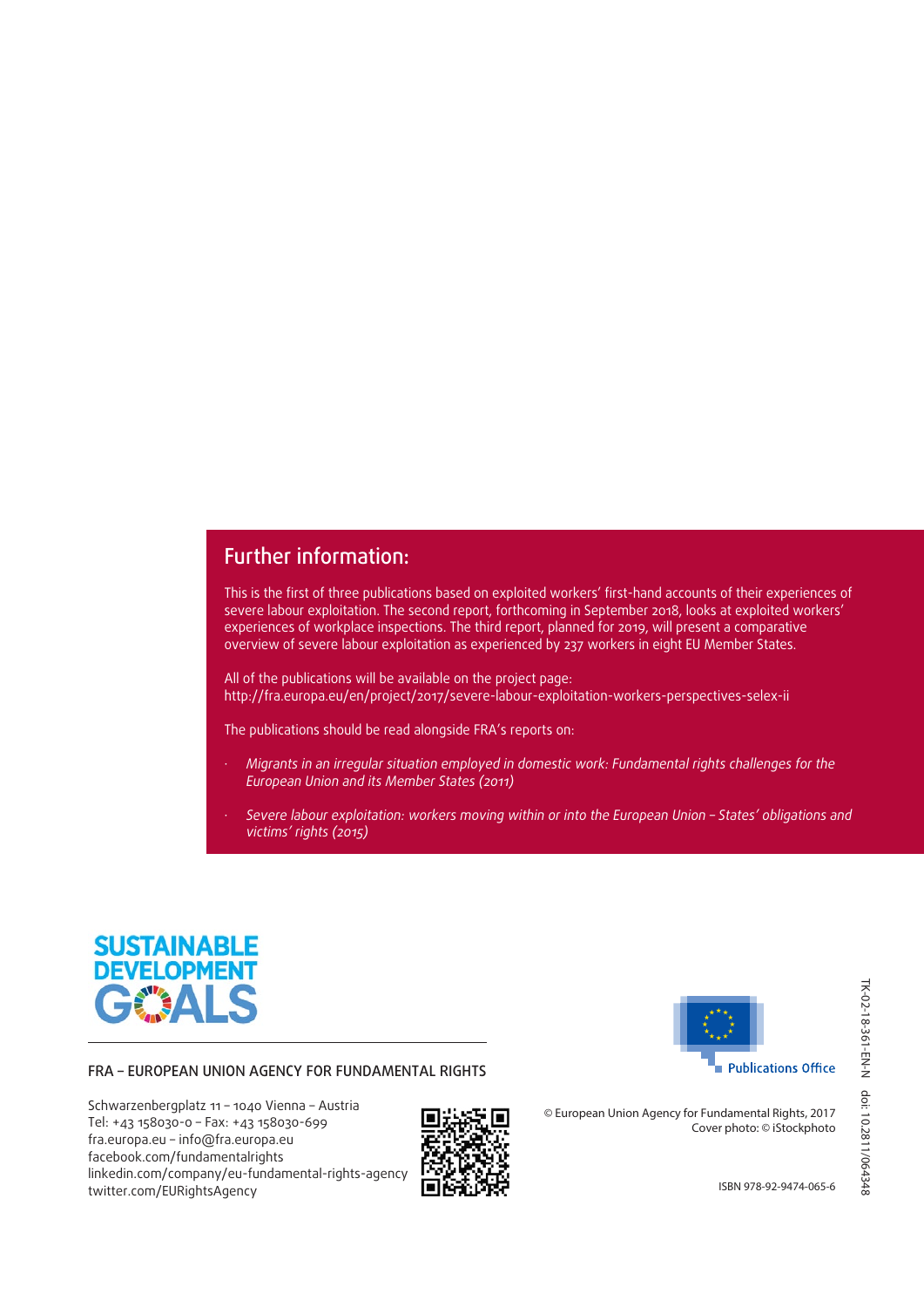## Further information:

This is the first of three publications based on exploited workers' first-hand accounts of their experiences of severe labour exploitation. The second report, forthcoming in September 2018, looks at exploited workers' experiences of workplace inspections. The third report, planned for 2019, will present a comparative overview of severe labour exploitation as experienced by 237 workers in eight EU Member States.

All of the publications will be available on the project page:
http://fra.europa.eu/en/project/2017/severe-labour-exploitation-workers-perspectives-selex-ii

The publications should be read alongside FRA's reports on:

- *Migrants in an irregular situation employed in domestic work: Fundamental rights challenges for the European Union and its Member States (2011)*
- *Severe labour exploitation: workers moving within or into the European Union – States' obligations and victims' rights (2015)*

SUSTAINABLE DEVELOPMENT GOALS

FRA – EUROPEAN UNION AGENCY FOR FUNDAMENTAL RIGHTS

Schwarzenbergplatz 11 – 1040 Vienna – Austria
Tel: +43 158030-0 – Fax: +43 158030-699
fra.europa.eu – info@fra.europa.eu
facebook.com/fundamentalrights
linkedin.com/company/eu-fundamental-rights-agency
twitter.com/EURightsAgency

Publications Office

© European Union Agency for Fundamental Rights, 2017
Cover photo: © iStockphoto

ISBN 978-92-9474-065-6

TK-02-18-361-EN-N doi: 10.2811/064348